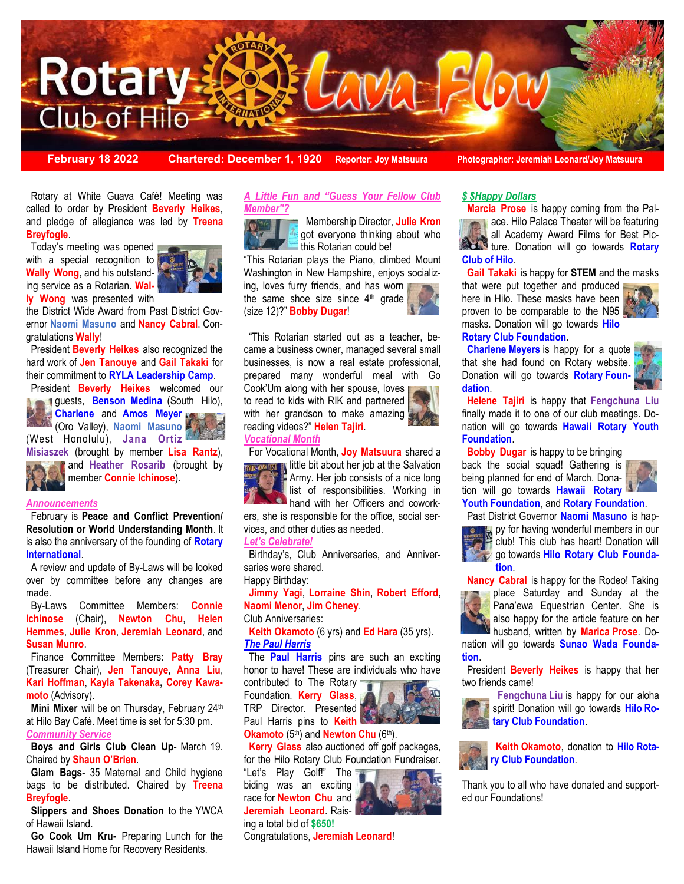# Rotary Club of Hilo — Lava Flow

**February 18 2022** | **Chartered: December 1, 1920** | **Reporter: Joy Matsuura** | **Photographer: Jeremiah Leonard/Joy Matsuura**

Rotary at White Guava Café! Meeting was called to order by President **Beverly Heikes**, and pledge of allegiance was led by **Treena Breyfogle**.

Today's meeting was opened with a special recognition to **Wally Wong**, and his outstanding service as a Rotarian. **Wally Wong** was presented with the District Wide Award from Past District Governor **Naomi Masuno** and **Nancy Cabral**. Congratulations **Wally**!

President **Beverly Heikes** also recognized the hard work of **Jen Tanouye** and **Gail Takaki** for their commitment to **RYLA Leadership Camp**.

President **Beverly Heikes** welcomed our guests, **Benson Medina** (South Hilo), **Charlene** and **Amos Meyer** (Oro Valley), **Naomi Masuno** (West Honolulu), **Jana Ortiz Misiaszek** (brought by member **Lisa Rantz**), and **Heather Rosarib** (brought by member **Connie Ichinose**).

## *Announcements*

February is **Peace and Conflict Prevention/ Resolution or World Understanding Month**. It is also the anniversary of the founding of **Rotary International**.

A review and update of By-Laws will be looked over by committee before any changes are made.

By-Laws Committee Members: **Connie Ichinose** (Chair), **Newton Chu**, **Helen Hemmes**, **Julie Kron**, **Jeremiah Leonard**, and **Susan Munro**.

Finance Committee Members: **Patty Bray** (Treasurer Chair), **Jen Tanouye**, **Anna Liu**, **Kari Hoffman**, **Kayla Takenaka**, **Corey Kawamoto** (Advisory).

**Mini Mixer** will be on Thursday, February 24th at Hilo Bay Café. Meet time is set for 5:30 pm.

## *Community Service*

**Boys and Girls Club Clean Up**- March 19. Chaired by **Shaun O'Brien**.

**Glam Bags**- 35 Maternal and Child hygiene bags to be distributed. Chaired by **Treena Breyfogle**.

**Slippers and Shoes Donation** to the YWCA of Hawaii Island.

**Go Cook Um Kru-** Preparing Lunch for the Hawaii Island Home for Recovery Residents.

## *A Little Fun and "Guess Your Fellow Club Member"?*

Membership Director, **Julie Kron** got everyone thinking about who this Rotarian could be!

"This Rotarian plays the Piano, climbed Mount Washington in New Hampshire, enjoys socializing, loves furry friends, and has worn the same shoe size since 4th grade (size 12)?" **Bobby Dugar**!

"This Rotarian started out as a teacher, became a business owner, managed several small businesses, is now a real estate professional, prepared many wonderful meal with Go Cook'Um along with her spouse, loves to read to kids with RIK and partnered with her grandson to make amazing reading videos?" **Helen Tajiri**.

## *Vocational Month*

For Vocational Month, **Joy Matsuura** shared a little bit about her job at the Salvation Army. Her job consists of a nice long list of responsibilities. Working in hand with her Officers and coworkers, she is responsible for the office, social services, and other duties as needed.

## *Let's Celebrate!*

Birthday's, Club Anniversaries, and Anniversaries were shared.

Happy Birthday:

**Jimmy Yagi**, **Lorraine Shin**, **Robert Efford**, **Naomi Menor**, **Jim Cheney**.

Club Anniversaries:

**Keith Okamoto** (6 yrs) and **Ed Hara** (35 yrs).

## *The Paul Harris*

The **Paul Harris** pins are such an exciting honor to have! These are individuals who have contributed to The Rotary Foundation. **Kerry Glass**, TRP Director. Presented Paul Harris pins to **Keith Okamoto** (5th) and **Newton Chu** (6th).

**Kerry Glass** also auctioned off golf packages, for the Hilo Rotary Club Foundation Fundraiser. "Let's Play Golf!" The biding was an exciting race for **Newton Chu** and **Jeremiah Leonard**. Raising a total bid of **$650!**

Congratulations, **Jeremiah Leonard**!

## *$ $Happy Dollars*

**Marcia Prose** is happy coming from the Palace. Hilo Palace Theater will be featuring all Academy Award Films for Best Picture. Donation will go towards **Rotary Club of Hilo**.

**Gail Takaki** is happy for **STEM** and the masks that were put together and produced here in Hilo. These masks have been proven to be comparable to the N95 masks. Donation will go towards **Hilo Rotary Club Foundation**.

**Charlene Meyers** is happy for a quote that she had found on Rotary website. Donation will go towards **Rotary Foundation**.

**Helene Tajiri** is happy that **Fengchuna Liu** finally made it to one of our club meetings. Donation will go towards **Hawaii Rotary Youth Foundation**.

**Bobby Dugar** is happy to be bringing back the social squad! Gathering is being planned for end of March. Donation will go towards **Hawaii Rotary Youth Foundation**, and **Rotary Foundation**.

Past District Governor **Naomi Masuno** is happy for having wonderful members in our club! This club has heart! Donation will go towards **Hilo Rotary Club Foundation**.

**Nancy Cabral** is happy for the Rodeo! Taking place Saturday and Sunday at the Pana'ewa Equestrian Center. She is also happy for the article feature on her husband, written by **Marica Prose**. Donation will go towards **Sunao Wada Foundation**.

President **Beverly Heikes** is happy that her two friends came!

**Fengchuna Liu** is happy for our aloha spirit! Donation will go towards **Hilo Rotary Club Foundation**.

**Keith Okamoto**, donation to **Hilo Rotary Club Foundation**.

Thank you to all who have donated and supported our Foundations!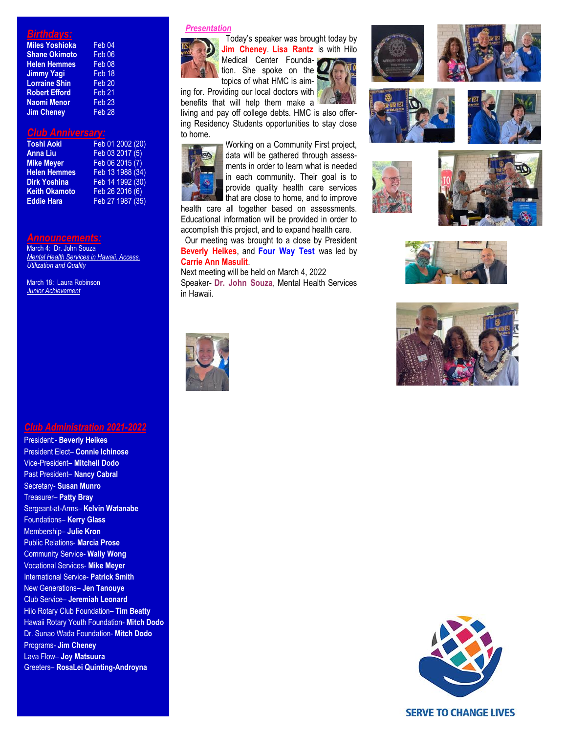## Birthdays:

| | |
|---|---|
| **Miles Yoshioka** | Feb 04 |
| **Shane Okimoto** | Feb 06 |
| **Helen Hemmes** | Feb 08 |
| **Jimmy Yagi** | Feb 18 |
| **Lorraine Shin** | Feb 20 |
| **Robert Efford** | Feb 21 |
| **Naomi Menor** | Feb 23 |
| **Jim Cheney** | Feb 28 |

## Club Anniversary:

| | |
|---|---|
| **Toshi Aoki** | Feb 01 2002 (20) |
| **Anna Liu** | Feb 03 2017 (5) |
| **Mike Meyer** | Feb 06 2015 (7) |
| **Helen Hemmes** | Feb 13 1988 (34) |
| **Dirk Yoshina** | Feb 14 1992 (30) |
| **Keith Okamoto** | Feb 26 2016 (6) |
| **Eddie Hara** | Feb 27 1987 (35) |

## Announcements:

March 4: Dr. John Souza
*Mental Health Services in Hawaii, Access, Utilization and Quality*

March 18: Laura Robinson
*Junior Achievement*

## Club Administration 2021-2022

President:- **Beverly Heikes**
President Elect– **Connie Ichinose**
Vice-President– **Mitchell Dodo**
Past President– **Nancy Cabral**
Secretary- **Susan Munro**
Treasurer– **Patty Bray**
Sergeant-at-Arms– **Kelvin Watanabe**
Foundations– **Kerry Glass**
Membership– **Julie Kron**
Public Relations- **Marcia Prose**
Community Service- **Wally Wong**
Vocational Services- **Mike Meyer**
International Service- **Patrick Smith**
New Generations– **Jen Tanouye**
Club Service– **Jeremiah Leonard**
Hilo Rotary Club Foundation– **Tim Beatty**
Hawaii Rotary Youth Foundation- **Mitch Dodo**
Dr. Sunao Wada Foundation- **Mitch Dodo**
Programs- **Jim Cheney**
Lava Flow– **Joy Matsuura**
Greeters– **RosaLei Quinting-Androyna**

## Presentation

Today's speaker was brought today by **Jim Cheney**. **Lisa Rantz** is with Hilo Medical Center Foundation. She spoke on the topics of what HMC is aiming for. Providing our local doctors with benefits that will help them make a living and pay off college debts. HMC is also offering Residency Students opportunities to stay close to home.

Working on a Community First project, data will be gathered through assessments in order to learn what is needed in each community. Their goal is to provide quality health care services that are close to home, and to improve health care all together based on assessments. Educational information will be provided in order to accomplish this project, and to expand health care.

Our meeting was brought to a close by President **Beverly Heikes**, and **Four Way Test** was led by **Carrie Ann Masulit**.

Next meeting will be held on March 4, 2022
Speaker- **Dr. John Souza**, Mental Health Services in Hawaii.

SERVE TO CHANGE LIVES